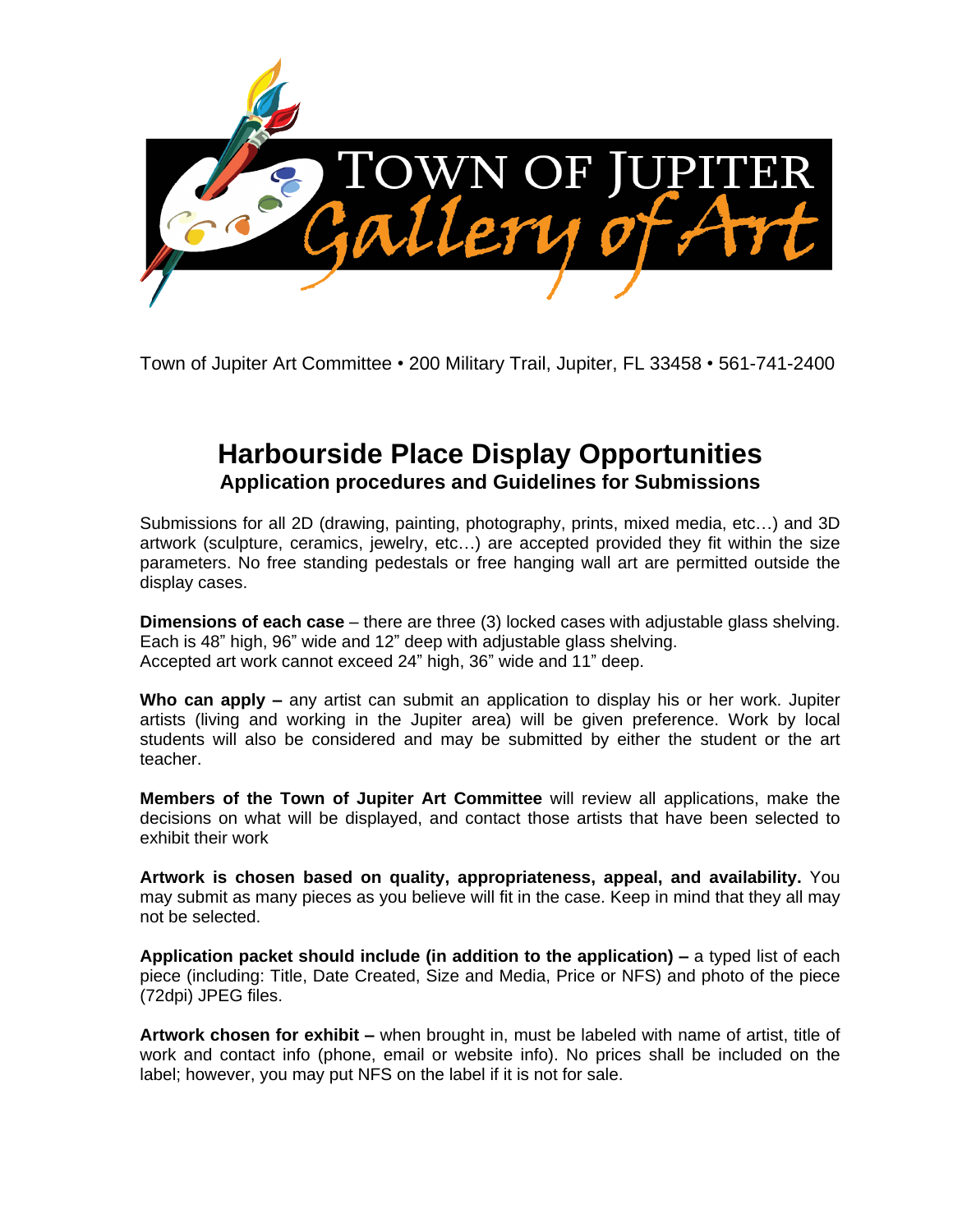# TOWN OF JUPITER Gallery of Art

Town of Jupiter Art Committee • 200 Military Trail, Jupiter, FL 33458 • 561-741-2400

## Harbourside Place Display Opportunities

### Application procedures and Guidelines for Submissions

Submissions for all 2D (drawing, painting, photography, prints, mixed media, etc…) and 3D artwork (sculpture, ceramics, jewelry, etc…) are accepted provided they fit within the size parameters. No free standing pedestals or free hanging wall art are permitted outside the display cases.

**Dimensions of each case** – there are three (3) locked cases with adjustable glass shelving. Each is 48" high, 96" wide and 12" deep with adjustable glass shelving.
Accepted art work cannot exceed 24" high, 36" wide and 11" deep.

**Who can apply –** any artist can submit an application to display his or her work. Jupiter artists (living and working in the Jupiter area) will be given preference. Work by local students will also be considered and may be submitted by either the student or the art teacher.

**Members of the Town of Jupiter Art Committee** will review all applications, make the decisions on what will be displayed, and contact those artists that have been selected to exhibit their work

**Artwork is chosen based on quality, appropriateness, appeal, and availability.** You may submit as many pieces as you believe will fit in the case. Keep in mind that they all may not be selected.

**Application packet should include (in addition to the application) –** a typed list of each piece (including: Title, Date Created, Size and Media, Price or NFS) and photo of the piece (72dpi) JPEG files.

**Artwork chosen for exhibit –** when brought in, must be labeled with name of artist, title of work and contact info (phone, email or website info). No prices shall be included on the label; however, you may put NFS on the label if it is not for sale.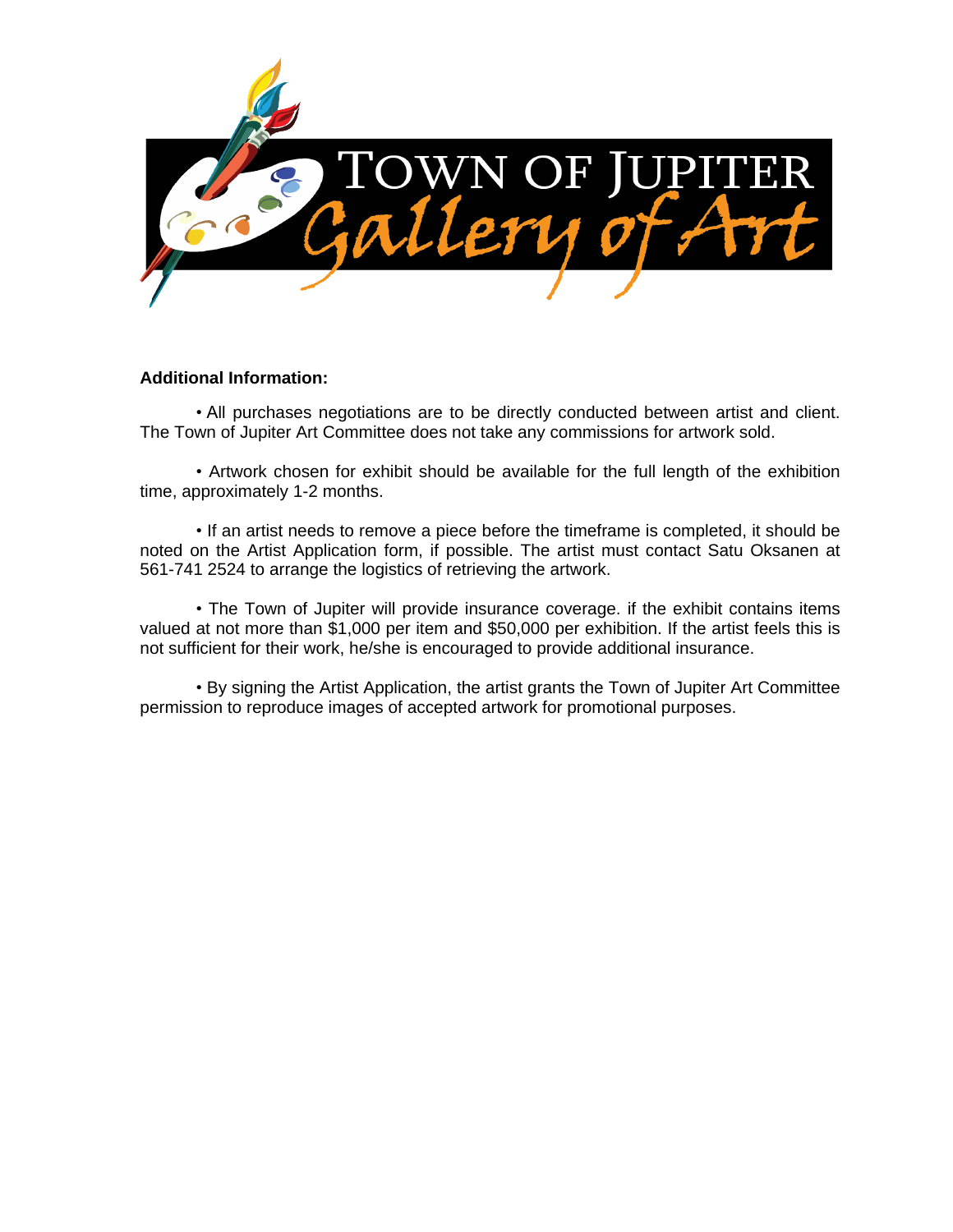# TOWN OF JUPITER Gallery of Art

**Additional Information:**

• All purchases negotiations are to be directly conducted between artist and client. The Town of Jupiter Art Committee does not take any commissions for artwork sold.

• Artwork chosen for exhibit should be available for the full length of the exhibition time, approximately 1-2 months.

• If an artist needs to remove a piece before the timeframe is completed, it should be noted on the Artist Application form, if possible. The artist must contact Satu Oksanen at 561-741 2524 to arrange the logistics of retrieving the artwork.

• The Town of Jupiter will provide insurance coverage. if the exhibit contains items valued at not more than $1,000 per item and $50,000 per exhibition. If the artist feels this is not sufficient for their work, he/she is encouraged to provide additional insurance.

• By signing the Artist Application, the artist grants the Town of Jupiter Art Committee permission to reproduce images of accepted artwork for promotional purposes.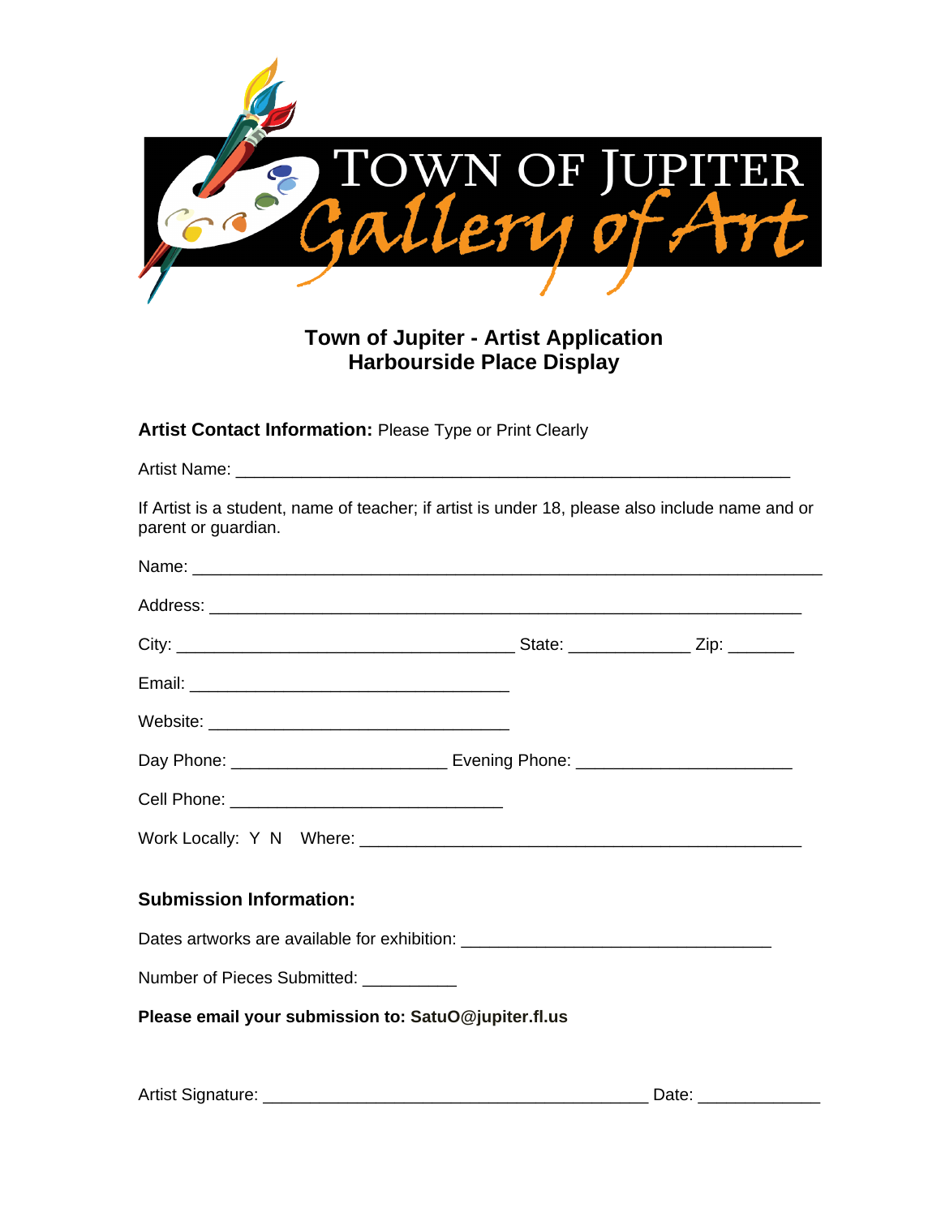# TOWN OF JUPITER Gallery of Art

## Town of Jupiter - Artist Application
## Harbourside Place Display

**Artist Contact Information:** Please Type or Print Clearly

Artist Name: ____________________________________________________________

If Artist is a student, name of teacher; if artist is under 18, please also include name and or parent or guardian.

Name: ______________________________________________________________________

Address: __________________________________________________________________

City: _____________________________________ State: _____________ Zip: _______

Email: ___________________________________

Website: _________________________________

Day Phone: _______________________ Evening Phone: _______________________

Cell Phone: ______________________________

Work Locally: Y N Where: ________________________________________________

### Submission Information:

Dates artworks are available for exhibition: _________________________________

Number of Pieces Submitted: __________

**Please email your submission to: SatuO@jupiter.fl.us**

Artist Signature: __________________________________________ Date: _____________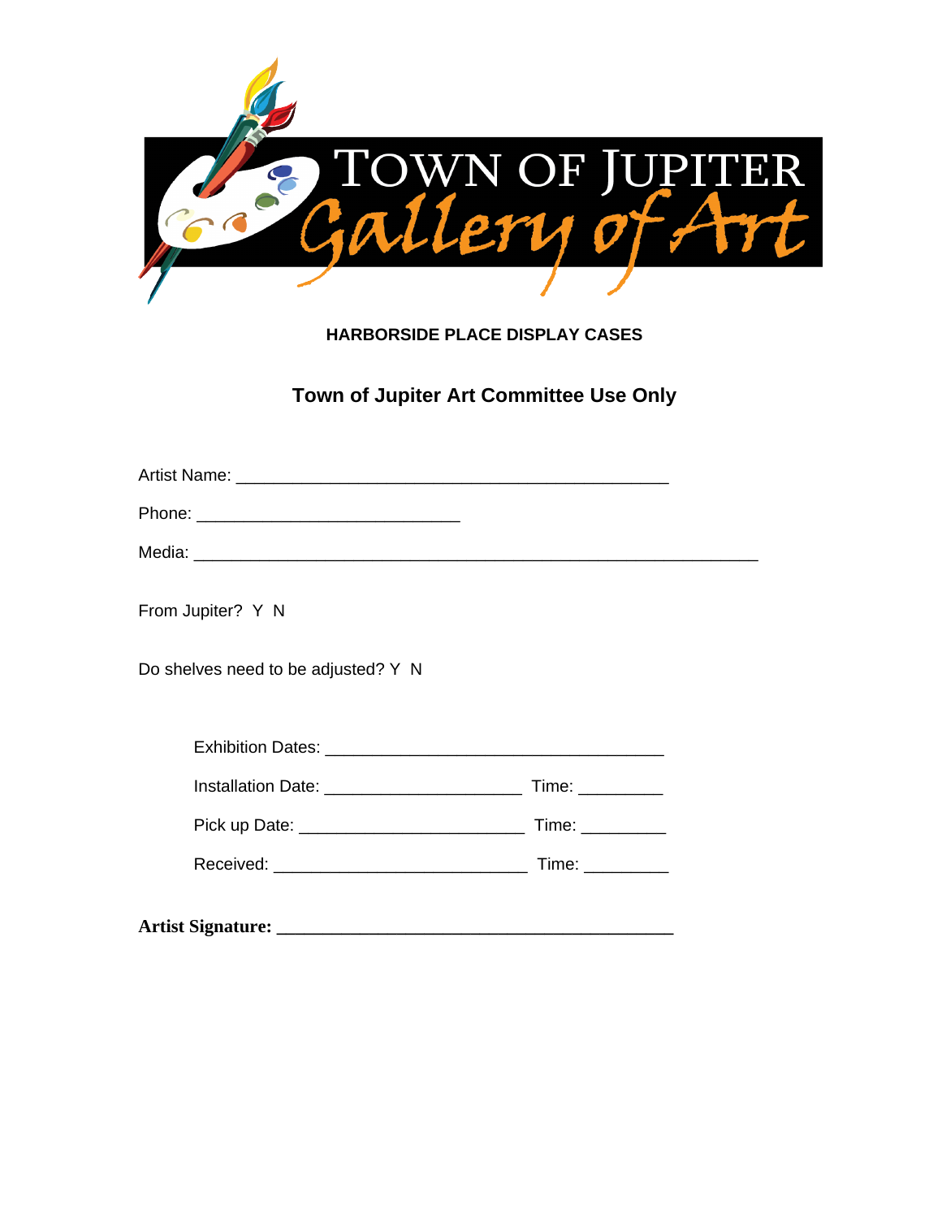TOWN OF JUPITER
Gallery of Art

## HARBORSIDE PLACE DISPLAY CASES

## Town of Jupiter Art Committee Use Only

Artist Name: _______________________________________________

Phone: _____________________________

Media: ______________________________________________________________

From Jupiter? Y N

Do shelves need to be adjusted? Y N

Exhibition Dates: _____________________________________

Installation Date: _____________________ Time: _________

Pick up Date: _________________________ Time: _________

Received: ____________________________ Time: _________

**Artist Signature: ____________________________________________**